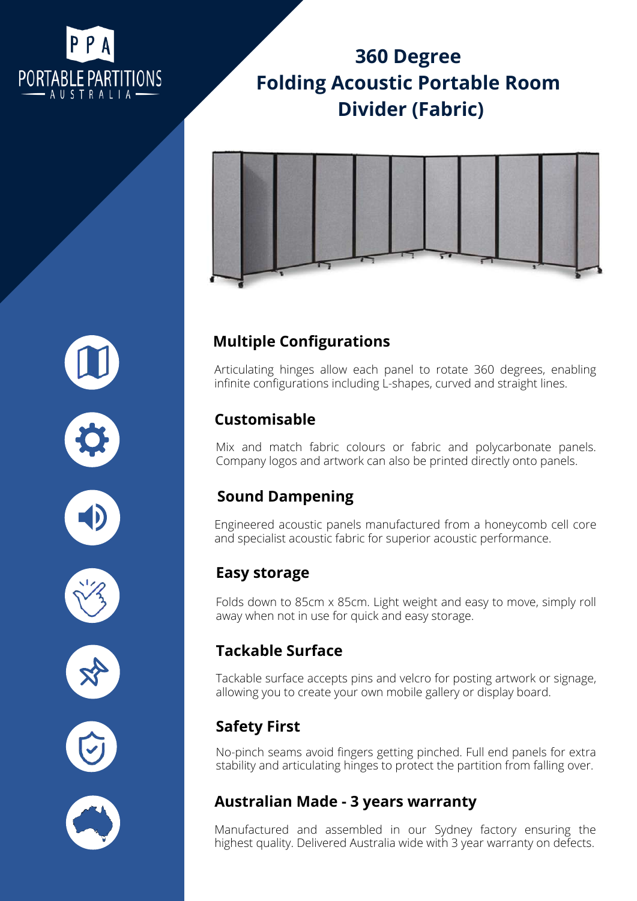PPA
PORTABLE PARTITIONS
AUSTRALIA

# 360 Degree Folding Acoustic Portable Room Divider (Fabric)

## Multiple Configurations

Articulating hinges allow each panel to rotate 360 degrees, enabling infinite configurations including L-shapes, curved and straight lines.

## Customisable

Mix and match fabric colours or fabric and polycarbonate panels. Company logos and artwork can also be printed directly onto panels.

## Sound Dampening

Engineered acoustic panels manufactured from a honeycomb cell core and specialist acoustic fabric for superior acoustic performance.

## Easy storage

Folds down to 85cm x 85cm. Light weight and easy to move, simply roll away when not in use for quick and easy storage.

## Tackable Surface

Tackable surface accepts pins and velcro for posting artwork or signage, allowing you to create your own mobile gallery or display board.

## Safety First

No-pinch seams avoid fingers getting pinched. Full end panels for extra stability and articulating hinges to protect the partition from falling over.

## Australian Made - 3 years warranty

Manufactured and assembled in our Sydney factory ensuring the highest quality. Delivered Australia wide with 3 year warranty on defects.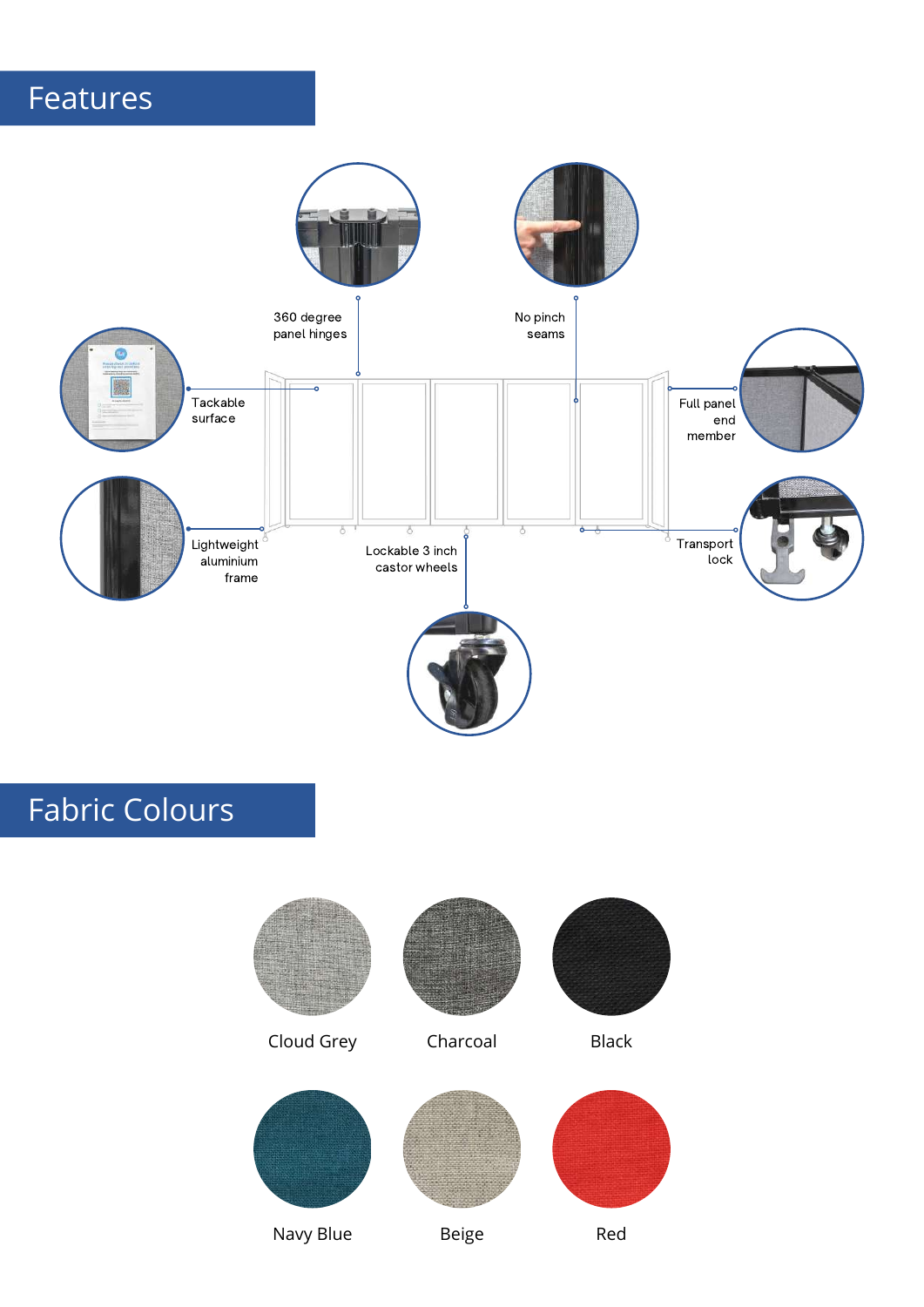# Features

360 degree panel hinges

No pinch seams

Tackable surface

Full panel end member

Lightweight aluminium frame

Lockable 3 inch castor wheels

Transport lock

# Fabric Colours

Cloud Grey

Charcoal

Black

Navy Blue

Beige

Red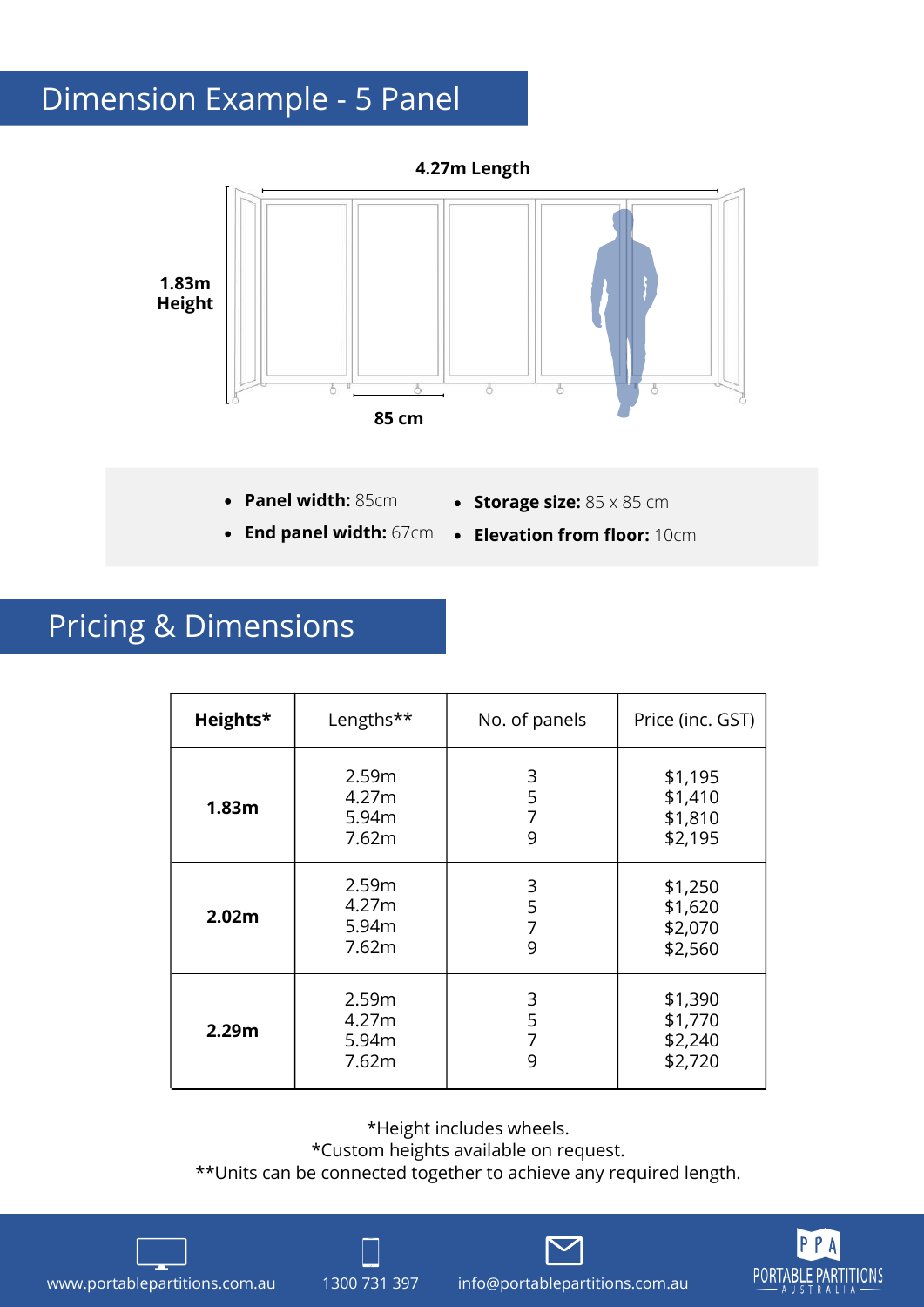## Dimension Example - 5 Panel

4.27m Length

1.83m Height

85 cm

- **Panel width:** 85cm
- **End panel width:** 67cm
- **Storage size:** 85 x 85 cm
- **Elevation from floor:** 10cm

## Pricing & Dimensions

| **Heights*** | Lengths** | No. of panels | Price (inc. GST) |
|---|---|---|---|
| **1.83m** | 2.59m<br>4.27m<br>5.94m<br>7.62m | 3<br>5<br>7<br>9 | $1,195<br>$1,410<br>$1,810<br>$2,195 |
| **2.02m** | 2.59m<br>4.27m<br>5.94m<br>7.62m | 3<br>5<br>7<br>9 | $1,250<br>$1,620<br>$2,070<br>$2,560 |
| **2.29m** | 2.59m<br>4.27m<br>5.94m<br>7.62m | 3<br>5<br>7<br>9 | $1,390<br>$1,770<br>$2,240<br>$2,720 |

*Height includes wheels.
*Custom heights available on request.
**Units can be connected together to achieve any required length.

www.portablepartitions.com.au | 1300 731 397 | info@portablepartitions.com.au

PPA PORTABLE PARTITIONS AUSTRALIA